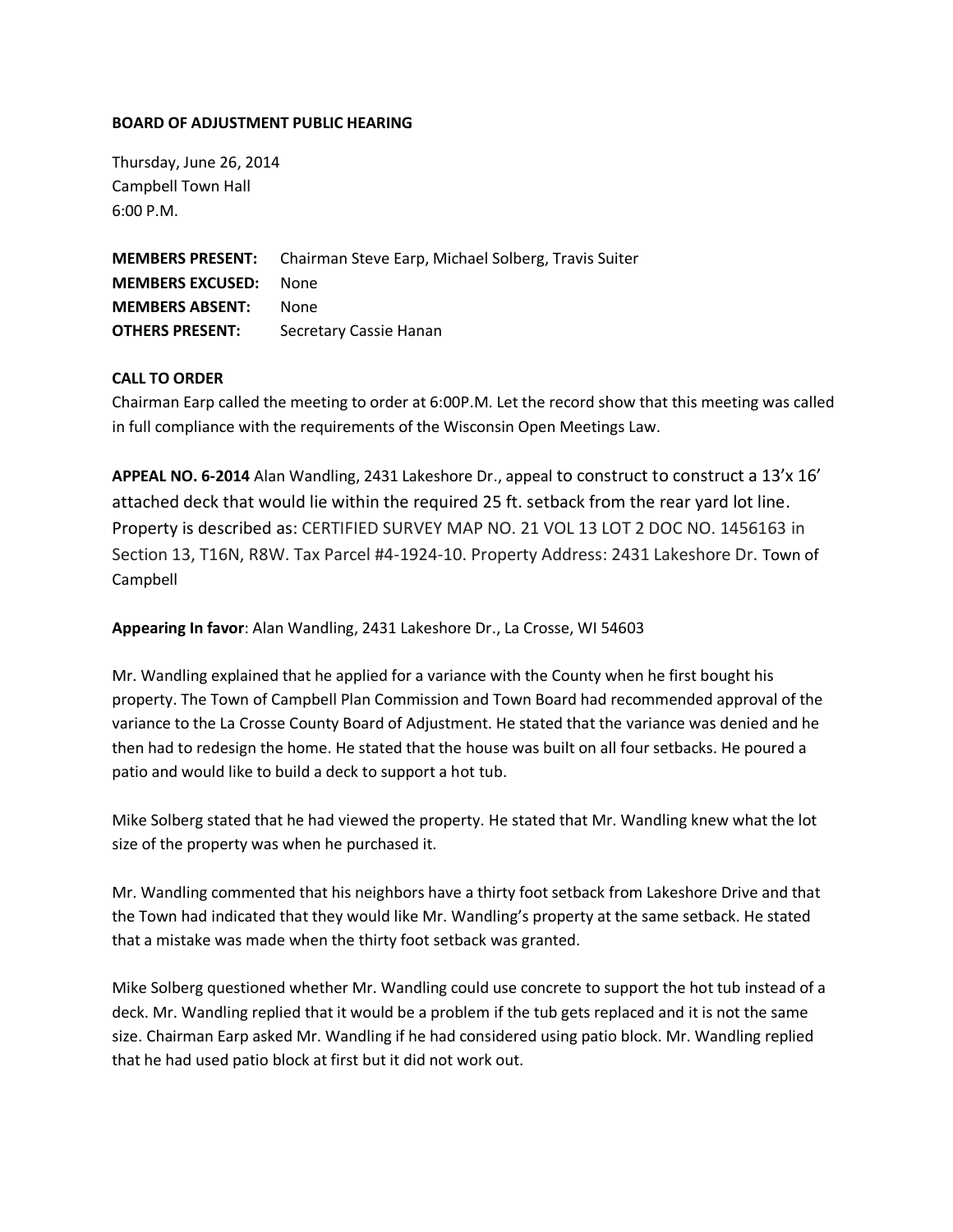**BOARD OF ADJUSTMENT PUBLIC HEARING**

Thursday, June 26, 2014
Campbell Town Hall
6:00 P.M.

**MEMBERS PRESENT:** Chairman Steve Earp, Michael Solberg, Travis Suiter
**MEMBERS EXCUSED:** None
**MEMBERS ABSENT:** None
**OTHERS PRESENT:** Secretary Cassie Hanan

**CALL TO ORDER**
Chairman Earp called the meeting to order at 6:00P.M. Let the record show that this meeting was called in full compliance with the requirements of the Wisconsin Open Meetings Law.

**APPEAL NO. 6-2014** Alan Wandling, 2431 Lakeshore Dr., appeal to construct to construct a 13'x 16' attached deck that would lie within the required 25 ft. setback from the rear yard lot line. Property is described as: CERTIFIED SURVEY MAP NO. 21 VOL 13 LOT 2 DOC NO. 1456163 in Section 13, T16N, R8W. Tax Parcel #4-1924-10. Property Address: 2431 Lakeshore Dr. Town of Campbell

**Appearing In favor**: Alan Wandling, 2431 Lakeshore Dr., La Crosse, WI 54603

Mr. Wandling explained that he applied for a variance with the County when he first bought his property. The Town of Campbell Plan Commission and Town Board had recommended approval of the variance to the La Crosse County Board of Adjustment. He stated that the variance was denied and he then had to redesign the home. He stated that the house was built on all four setbacks. He poured a patio and would like to build a deck to support a hot tub.

Mike Solberg stated that he had viewed the property. He stated that Mr. Wandling knew what the lot size of the property was when he purchased it.

Mr. Wandling commented that his neighbors have a thirty foot setback from Lakeshore Drive and that the Town had indicated that they would like Mr. Wandling's property at the same setback. He stated that a mistake was made when the thirty foot setback was granted.

Mike Solberg questioned whether Mr. Wandling could use concrete to support the hot tub instead of a deck. Mr. Wandling replied that it would be a problem if the tub gets replaced and it is not the same size. Chairman Earp asked Mr. Wandling if he had considered using patio block. Mr. Wandling replied that he had used patio block at first but it did not work out.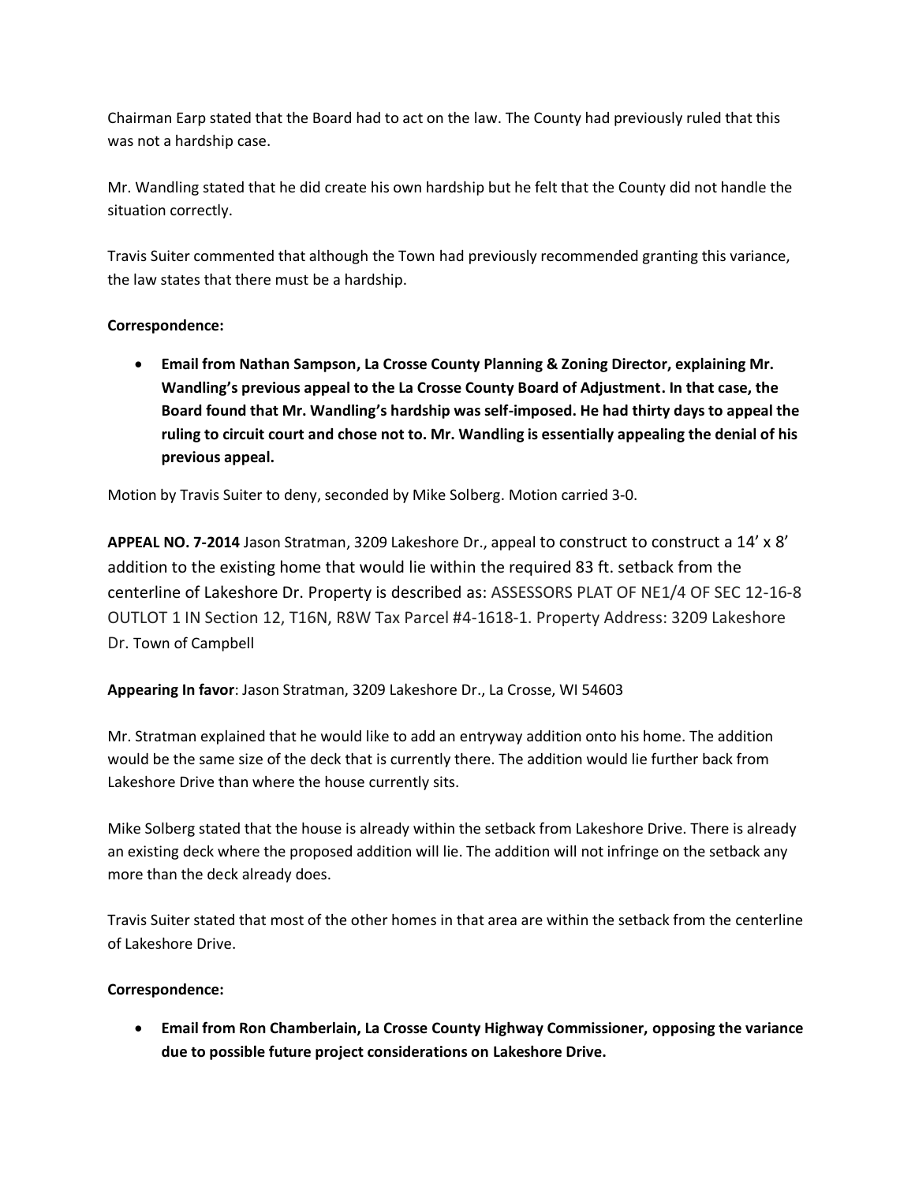Chairman Earp stated that the Board had to act on the law. The County had previously ruled that this was not a hardship case.

Mr. Wandling stated that he did create his own hardship but he felt that the County did not handle the situation correctly.

Travis Suiter commented that although the Town had previously recommended granting this variance, the law states that there must be a hardship.

**Correspondence:**

- **Email from Nathan Sampson, La Crosse County Planning & Zoning Director, explaining Mr. Wandling's previous appeal to the La Crosse County Board of Adjustment. In that case, the Board found that Mr. Wandling's hardship was self-imposed. He had thirty days to appeal the ruling to circuit court and chose not to. Mr. Wandling is essentially appealing the denial of his previous appeal.**

Motion by Travis Suiter to deny, seconded by Mike Solberg. Motion carried 3-0.

**APPEAL NO. 7-2014** Jason Stratman, 3209 Lakeshore Dr., appeal to construct to construct a 14' x 8' addition to the existing home that would lie within the required 83 ft. setback from the centerline of Lakeshore Dr. Property is described as: ASSESSORS PLAT OF NE1/4 OF SEC 12-16-8 OUTLOT 1 IN Section 12, T16N, R8W Tax Parcel #4-1618-1. Property Address: 3209 Lakeshore Dr. Town of Campbell

**Appearing In favor**: Jason Stratman, 3209 Lakeshore Dr., La Crosse, WI 54603

Mr. Stratman explained that he would like to add an entryway addition onto his home. The addition would be the same size of the deck that is currently there. The addition would lie further back from Lakeshore Drive than where the house currently sits.

Mike Solberg stated that the house is already within the setback from Lakeshore Drive. There is already an existing deck where the proposed addition will lie. The addition will not infringe on the setback any more than the deck already does.

Travis Suiter stated that most of the other homes in that area are within the setback from the centerline of Lakeshore Drive.

**Correspondence:**

- **Email from Ron Chamberlain, La Crosse County Highway Commissioner, opposing the variance due to possible future project considerations on Lakeshore Drive.**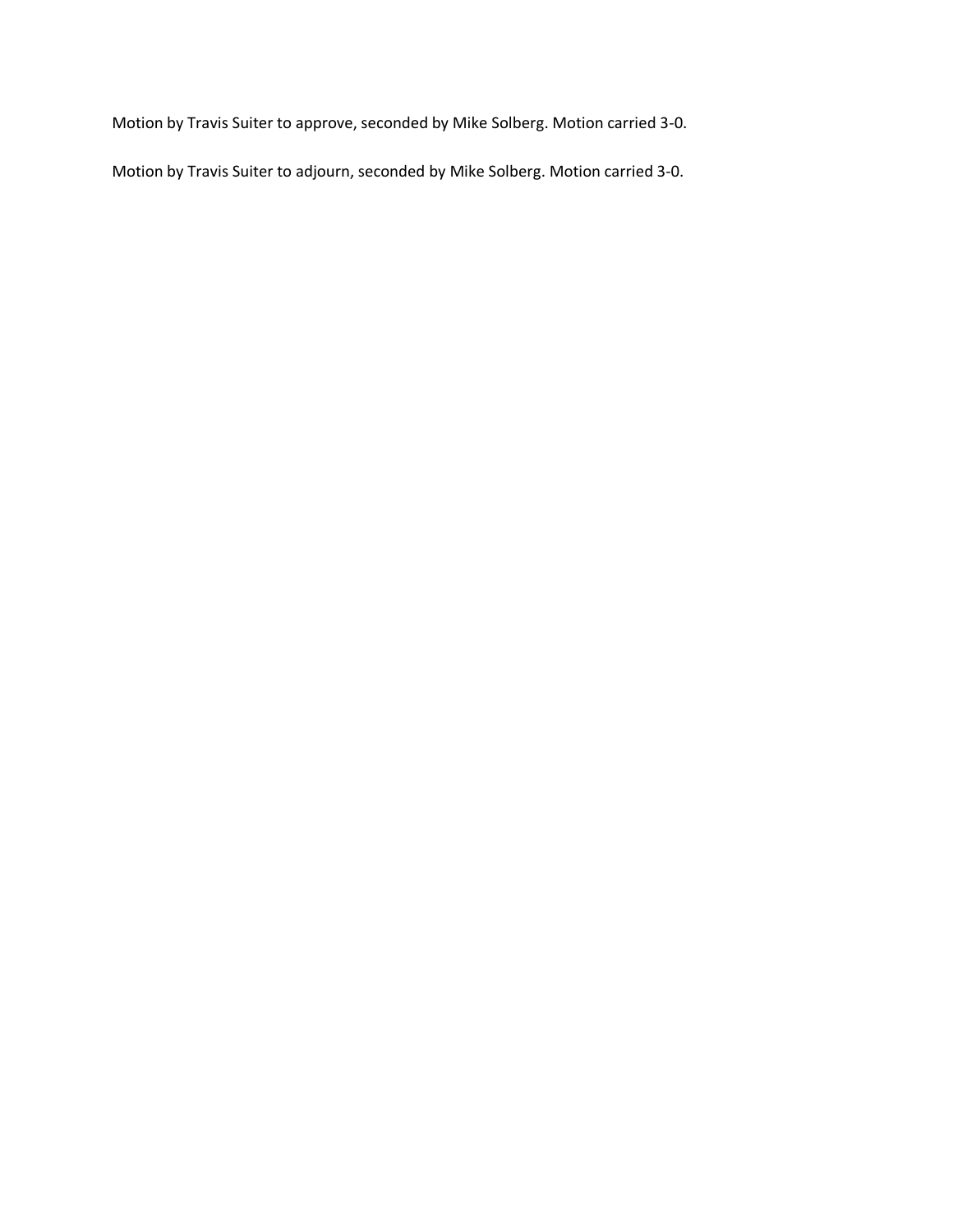Motion by Travis Suiter to approve, seconded by Mike Solberg. Motion carried 3-0.

Motion by Travis Suiter to adjourn, seconded by Mike Solberg. Motion carried 3-0.